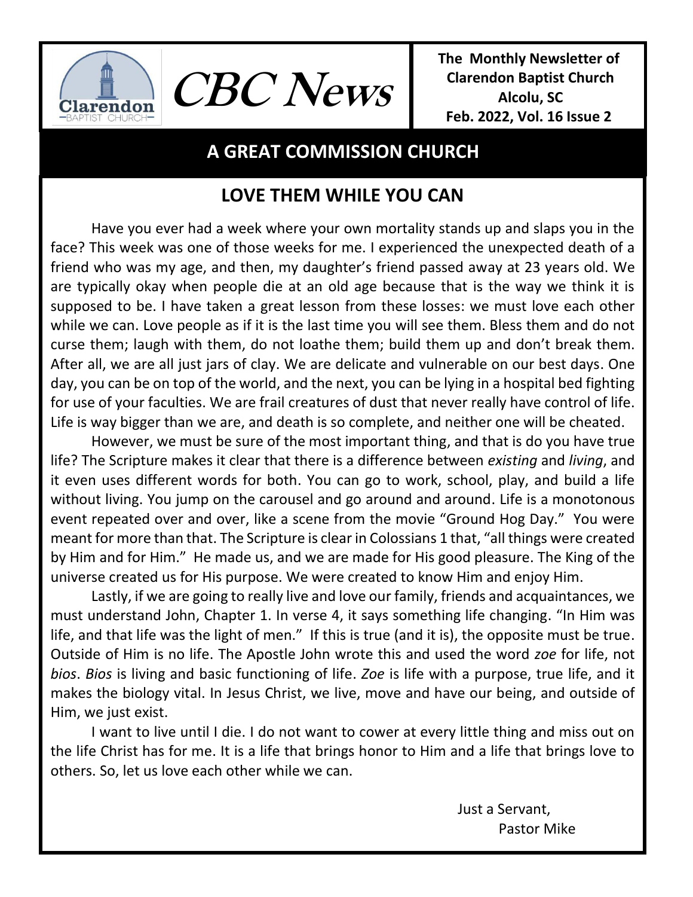# CBC News

**The Monthly Newsletter of Clarendon Baptist Church**
**Alcolu, SC**
**Feb. 2022, Vol. 16 Issue 2**

## A GREAT COMMISSION CHURCH

## LOVE THEM WHILE YOU CAN

Have you ever had a week where your own mortality stands up and slaps you in the face? This week was one of those weeks for me. I experienced the unexpected death of a friend who was my age, and then, my daughter's friend passed away at 23 years old. We are typically okay when people die at an old age because that is the way we think it is supposed to be. I have taken a great lesson from these losses: we must love each other while we can. Love people as if it is the last time you will see them. Bless them and do not curse them; laugh with them, do not loathe them; build them up and don't break them. After all, we are all just jars of clay. We are delicate and vulnerable on our best days. One day, you can be on top of the world, and the next, you can be lying in a hospital bed fighting for use of your faculties. We are frail creatures of dust that never really have control of life. Life is way bigger than we are, and death is so complete, and neither one will be cheated.

However, we must be sure of the most important thing, and that is do you have true life? The Scripture makes it clear that there is a difference between *existing* and *living*, and it even uses different words for both. You can go to work, school, play, and build a life without living. You jump on the carousel and go around and around. Life is a monotonous event repeated over and over, like a scene from the movie "Ground Hog Day." You were meant for more than that. The Scripture is clear in Colossians 1 that, "all things were created by Him and for Him." He made us, and we are made for His good pleasure. The King of the universe created us for His purpose. We were created to know Him and enjoy Him.

Lastly, if we are going to really live and love our family, friends and acquaintances, we must understand John, Chapter 1. In verse 4, it says something life changing. "In Him was life, and that life was the light of men." If this is true (and it is), the opposite must be true. Outside of Him is no life. The Apostle John wrote this and used the word *zoe* for life, not *bios*. *Bios* is living and basic functioning of life. *Zoe* is life with a purpose, true life, and it makes the biology vital. In Jesus Christ, we live, move and have our being, and outside of Him, we just exist.

I want to live until I die. I do not want to cower at every little thing and miss out on the life Christ has for me. It is a life that brings honor to Him and a life that brings love to others. So, let us love each other while we can.

Just a Servant,
Pastor Mike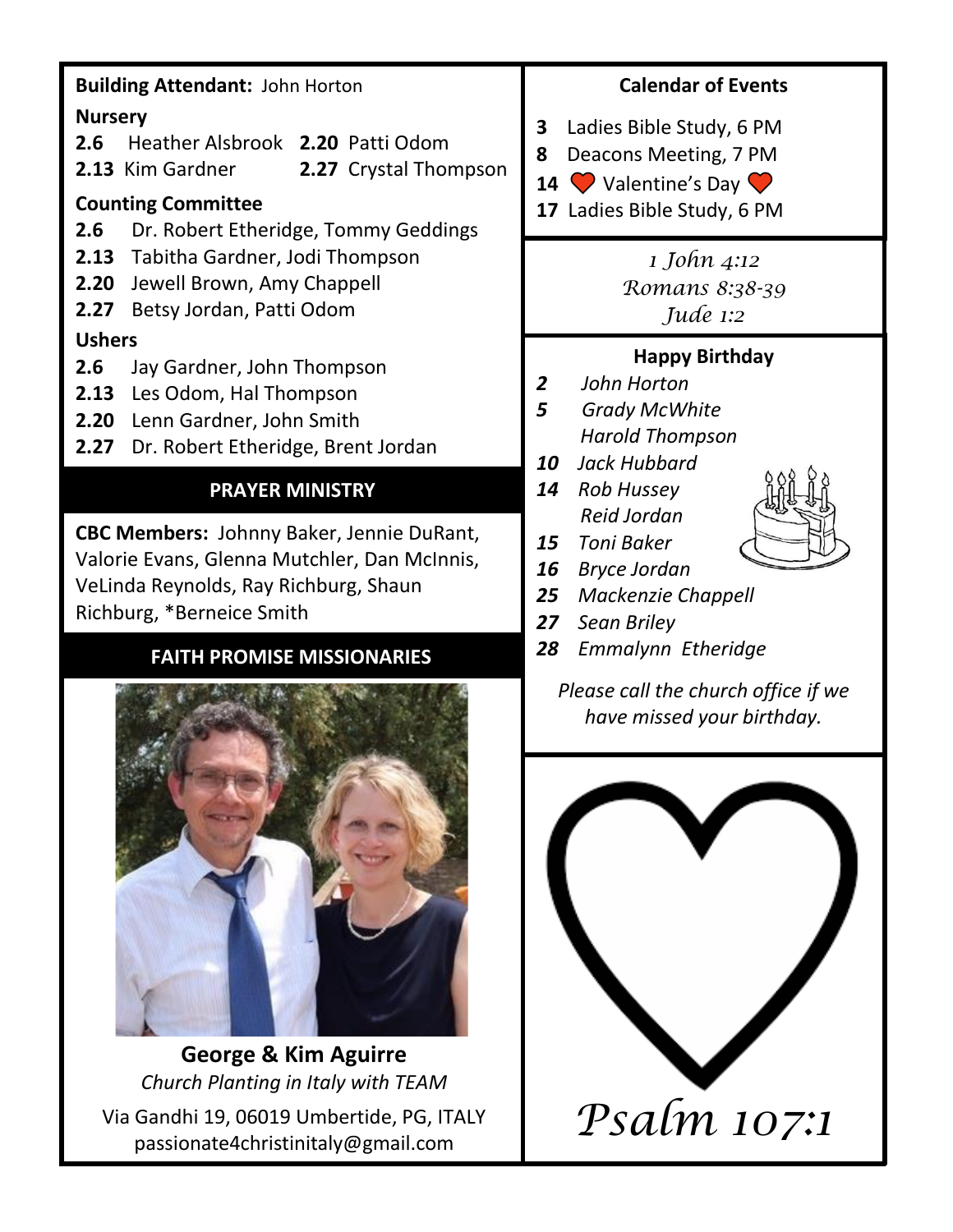**Building Attendant:** John Horton

**Nursery**

**2.6** Heather Alsbrook **2.20** Patti Odom
**2.13** Kim Gardner **2.27** Crystal Thompson

**Counting Committee**

**2.6** Dr. Robert Etheridge, Tommy Geddings
**2.13** Tabitha Gardner, Jodi Thompson
**2.20** Jewell Brown, Amy Chappell
**2.27** Betsy Jordan, Patti Odom

**Ushers**

**2.6** Jay Gardner, John Thompson
**2.13** Les Odom, Hal Thompson
**2.20** Lenn Gardner, John Smith
**2.27** Dr. Robert Etheridge, Brent Jordan

## PRAYER MINISTRY

**CBC Members:** Johnny Baker, Jennie DuRant, Valorie Evans, Glenna Mutchler, Dan McInnis, VeLinda Reynolds, Ray Richburg, Shaun Richburg, *Berneice Smith

## FAITH PROMISE MISSIONARIES

**George & Kim Aguirre**

*Church Planting in Italy with TEAM*

Via Gandhi 19, 06019 Umbertide, PG, ITALY
passionate4christinitaly@gmail.com

## Calendar of Events

**3** Ladies Bible Study, 6 PM
**8** Deacons Meeting, 7 PM
**14** ❤ Valentine's Day ❤
**17** Ladies Bible Study, 6 PM

*1 John 4:12*
*Romans 8:38-39*
*Jude 1:2*

## Happy Birthday

*2* *John Horton*
*5* *Grady McWhite*
*Harold Thompson*
*10* *Jack Hubbard*
*14* *Rob Hussey*
*Reid Jordan*
*15* *Toni Baker*
*16* *Bryce Jordan*
*25* *Mackenzie Chappell*
*27* *Sean Briley*
*28* *Emmalynn Etheridge*

*Please call the church office if we have missed your birthday.*

*Psalm 107:1*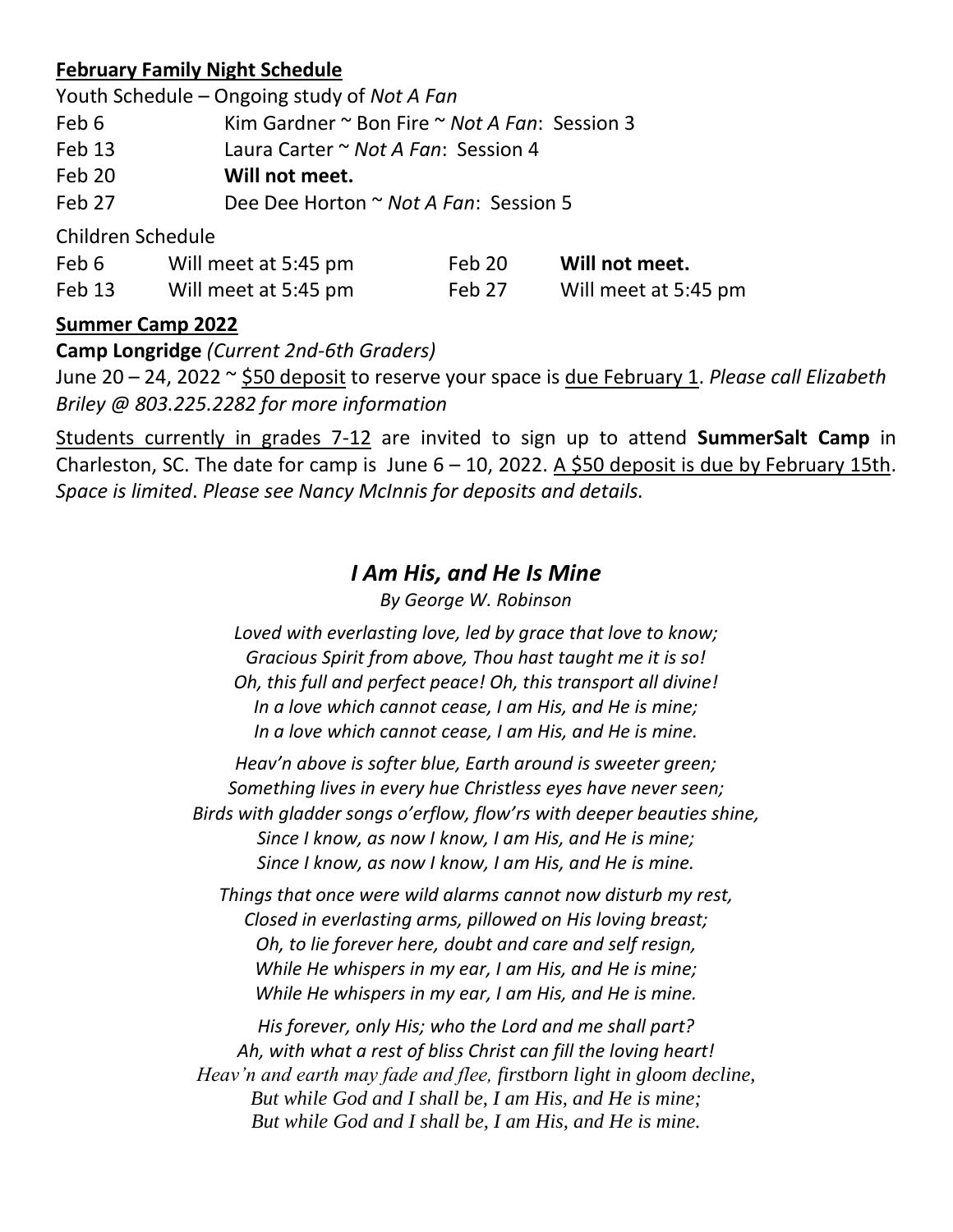**February Family Night Schedule**

Youth Schedule – Ongoing study of *Not A Fan*

| | |
|---|---|
| Feb 6 | Kim Gardner ~ Bon Fire ~ *Not A Fan*: Session 3 |
| Feb 13 | Laura Carter ~ *Not A Fan*: Session 4 |
| Feb 20 | **Will not meet.** |
| Feb 27 | Dee Dee Horton ~ *Not A Fan*: Session 5 |

Children Schedule

| | | | |
|---|---|---|---|
| Feb 6 | Will meet at 5:45 pm | Feb 20 | **Will not meet.** |
| Feb 13 | Will meet at 5:45 pm | Feb 27 | Will meet at 5:45 pm |

**Summer Camp 2022**

**Camp Longridge** *(Current 2nd-6th Graders)*

June 20 – 24, 2022 ~ $50 deposit to reserve your space is due February 1. *Please call Elizabeth Briley @ 803.225.2282 for more information*

Students currently in grades 7-12 are invited to sign up to attend **SummerSalt Camp** in Charleston, SC. The date for camp is June 6 – 10, 2022. A $50 deposit is due by February 15th. *Space is limited. Please see Nancy McInnis for deposits and details.*

## *I Am His, and He Is Mine*

*By George W. Robinson*

*Loved with everlasting love, led by grace that love to know;*
*Gracious Spirit from above, Thou hast taught me it is so!*
*Oh, this full and perfect peace! Oh, this transport all divine!*
*In a love which cannot cease, I am His, and He is mine;*
*In a love which cannot cease, I am His, and He is mine.*

*Heav'n above is softer blue, Earth around is sweeter green;*
*Something lives in every hue Christless eyes have never seen;*
*Birds with gladder songs o'erflow, flow'rs with deeper beauties shine,*
*Since I know, as now I know, I am His, and He is mine;*
*Since I know, as now I know, I am His, and He is mine.*

*Things that once were wild alarms cannot now disturb my rest,*
*Closed in everlasting arms, pillowed on His loving breast;*
*Oh, to lie forever here, doubt and care and self resign,*
*While He whispers in my ear, I am His, and He is mine;*
*While He whispers in my ear, I am His, and He is mine.*

*His forever, only His; who the Lord and me shall part?*
*Ah, with what a rest of bliss Christ can fill the loving heart!*
*Heav'n and earth may fade and flee, firstborn light in gloom decline,*
*But while God and I shall be, I am His, and He is mine;*
*But while God and I shall be, I am His, and He is mine.*